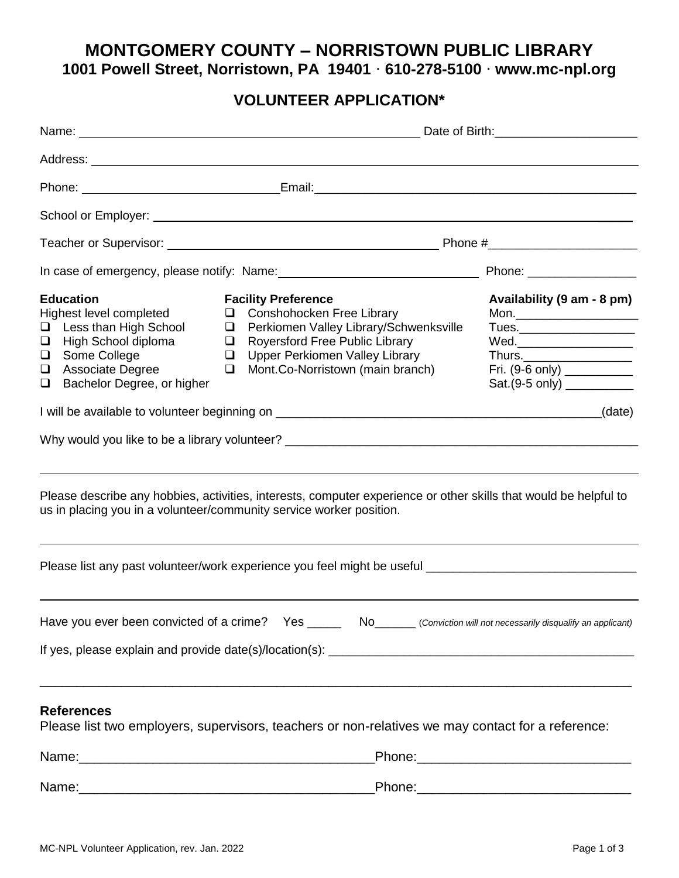# MONTGOMERY COUNTY – NORRISTOWN PUBLIC LIBRARY

**1001 Powell Street, Norristown, PA 19401 · 610-278-5100 · www.mc-npl.org**

## VOLUNTEER APPLICATION*

Name: ______________________________ Date of Birth: ____________________

Address: ________________________________________________________________

Phone: ____________________________ Email: __________________________________

School or Employer: ______________________________________________________

Teacher or Supervisor: ______________________________ Phone # ____________________

In case of emergency, please notify: Name: ______________________ Phone: ________________

**Education**
Highest level completed
- ❑ Less than High School
- ❑ High School diploma
- ❑ Some College
- ❑ Associate Degree
- ❑ Bachelor Degree, or higher

**Facility Preference**
- ❑ Conshohocken Free Library
- ❑ Perkiomen Valley Library/Schwenksville
- ❑ Royersford Free Public Library
- ❑ Upper Perkiomen Valley Library
- ❑ Mont.Co-Norristown (main branch)

**Availability (9 am - 8 pm)**
- Mon.__________________
- Tues.__________________
- Wed.__________________
- Thurs.__________________
- Fri. (9-6 only) __________
- Sat.(9-5 only) __________

I will be available to volunteer beginning on ______________________________________________(date)

Why would you like to be a library volunteer? ___________________________________________________

________________________________________________________________________________

Please describe any hobbies, activities, interests, computer experience or other skills that would be helpful to us in placing you in a volunteer/community service worker position.

________________________________________________________________________________

Please list any past volunteer/work experience you feel might be useful ______________________________

________________________________________________________________________________

Have you ever been convicted of a crime? Yes _____ No______ (*Conviction will not necessarily disqualify an applicant*)

If yes, please explain and provide date(s)/location(s): ____________________________________________

________________________________________________________________________________

**References**

Please list two employers, supervisors, teachers or non-relatives we may contact for a reference:

Name:________________________________________Phone:_____________________________

Name:________________________________________Phone:_____________________________

MC-NPL Volunteer Application, rev. Jan. 2022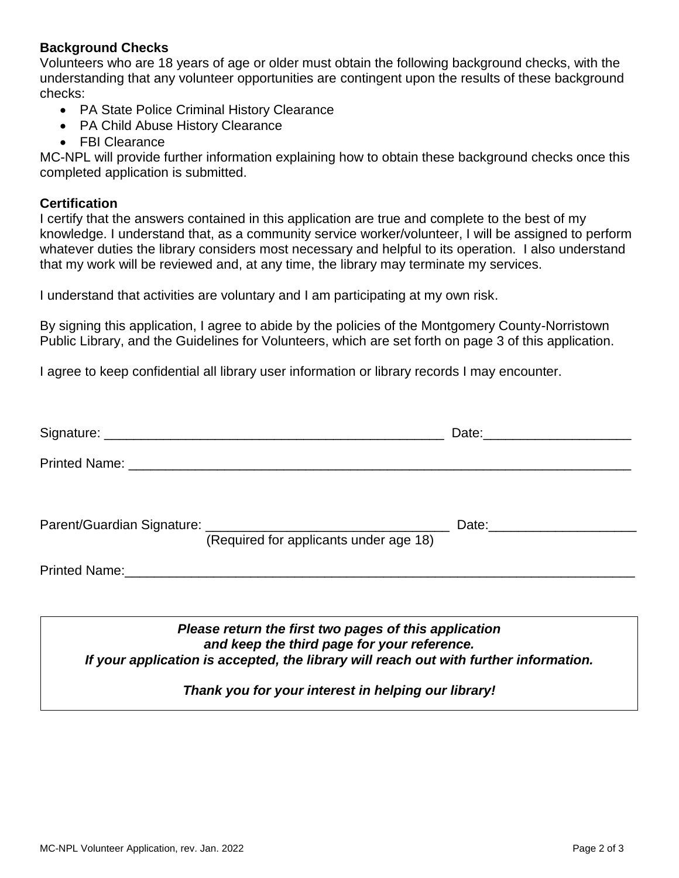**Background Checks**

Volunteers who are 18 years of age or older must obtain the following background checks, with the understanding that any volunteer opportunities are contingent upon the results of these background checks:

- PA State Police Criminal History Clearance
- PA Child Abuse History Clearance
- FBI Clearance

MC-NPL will provide further information explaining how to obtain these background checks once this completed application is submitted.

**Certification**

I certify that the answers contained in this application are true and complete to the best of my knowledge. I understand that, as a community service worker/volunteer, I will be assigned to perform whatever duties the library considers most necessary and helpful to its operation. I also understand that my work will be reviewed and, at any time, the library may terminate my services.

I understand that activities are voluntary and I am participating at my own risk.

By signing this application, I agree to abide by the policies of the Montgomery County-Norristown Public Library, and the Guidelines for Volunteers, which are set forth on page 3 of this application.

I agree to keep confidential all library user information or library records I may encounter.

Signature: ________________________________________________ Date:____________________

Printed Name: ________________________________________________________________________

Parent/Guardian Signature: _________________________________ Date:____________________
(Required for applicants under age 18)

Printed Name:_________________________________________________________________________

***Please return the first two pages of this application and keep the third page for your reference.***
***If your application is accepted, the library will reach out with further information.***

***Thank you for your interest in helping our library!***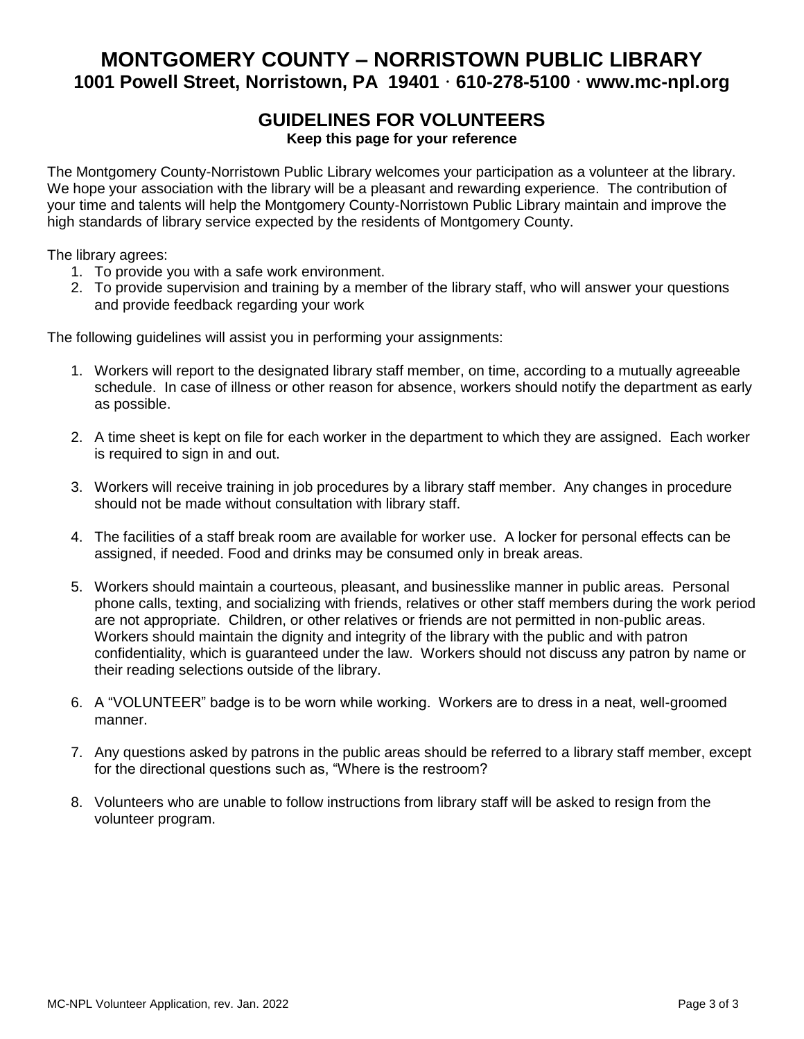# MONTGOMERY COUNTY – NORRISTOWN PUBLIC LIBRARY

**1001 Powell Street, Norristown, PA 19401 · 610-278-5100 · www.mc-npl.org**

## GUIDELINES FOR VOLUNTEERS

**Keep this page for your reference**

The Montgomery County-Norristown Public Library welcomes your participation as a volunteer at the library. We hope your association with the library will be a pleasant and rewarding experience. The contribution of your time and talents will help the Montgomery County-Norristown Public Library maintain and improve the high standards of library service expected by the residents of Montgomery County.

The library agrees:

1. To provide you with a safe work environment.
2. To provide supervision and training by a member of the library staff, who will answer your questions and provide feedback regarding your work

The following guidelines will assist you in performing your assignments:

1. Workers will report to the designated library staff member, on time, according to a mutually agreeable schedule. In case of illness or other reason for absence, workers should notify the department as early as possible.

2. A time sheet is kept on file for each worker in the department to which they are assigned. Each worker is required to sign in and out.

3. Workers will receive training in job procedures by a library staff member. Any changes in procedure should not be made without consultation with library staff.

4. The facilities of a staff break room are available for worker use. A locker for personal effects can be assigned, if needed. Food and drinks may be consumed only in break areas.

5. Workers should maintain a courteous, pleasant, and businesslike manner in public areas. Personal phone calls, texting, and socializing with friends, relatives or other staff members during the work period are not appropriate. Children, or other relatives or friends are not permitted in non-public areas. Workers should maintain the dignity and integrity of the library with the public and with patron confidentiality, which is guaranteed under the law. Workers should not discuss any patron by name or their reading selections outside of the library.

6. A "VOLUNTEER" badge is to be worn while working. Workers are to dress in a neat, well-groomed manner.

7. Any questions asked by patrons in the public areas should be referred to a library staff member, except for the directional questions such as, "Where is the restroom?

8. Volunteers who are unable to follow instructions from library staff will be asked to resign from the volunteer program.